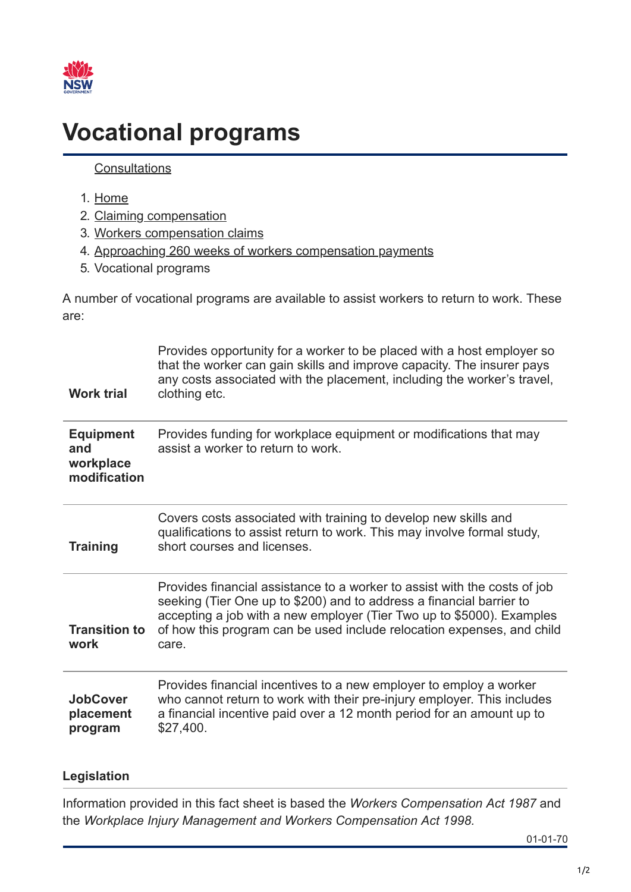# Vocational programs

Consultations

1. Home
2. Claiming compensation
3. Workers compensation claims
4. Approaching 260 weeks of workers compensation payments
5. Vocational programs

A number of vocational programs are available to assist workers to return to work. These are:

| | |
|---|---|
| **Work trial** | Provides opportunity for a worker to be placed with a host employer so that the worker can gain skills and improve capacity. The insurer pays any costs associated with the placement, including the worker's travel, clothing etc. |
| **Equipment and workplace modification** | Provides funding for workplace equipment or modifications that may assist a worker to return to work. |
| **Training** | Covers costs associated with training to develop new skills and qualifications to assist return to work. This may involve formal study, short courses and licenses. |
| **Transition to work** | Provides financial assistance to a worker to assist with the costs of job seeking (Tier One up to $200) and to address a financial barrier to accepting a job with a new employer (Tier Two up to $5000). Examples of how this program can be used include relocation expenses, and child care. |
| **JobCover placement program** | Provides financial incentives to a new employer to employ a worker who cannot return to work with their pre-injury employer. This includes a financial incentive paid over a 12 month period for an amount up to $27,400. |

#### Legislation

Information provided in this fact sheet is based the *Workers Compensation Act 1987* and the *Workplace Injury Management and Workers Compensation Act 1998.*

01-01-70